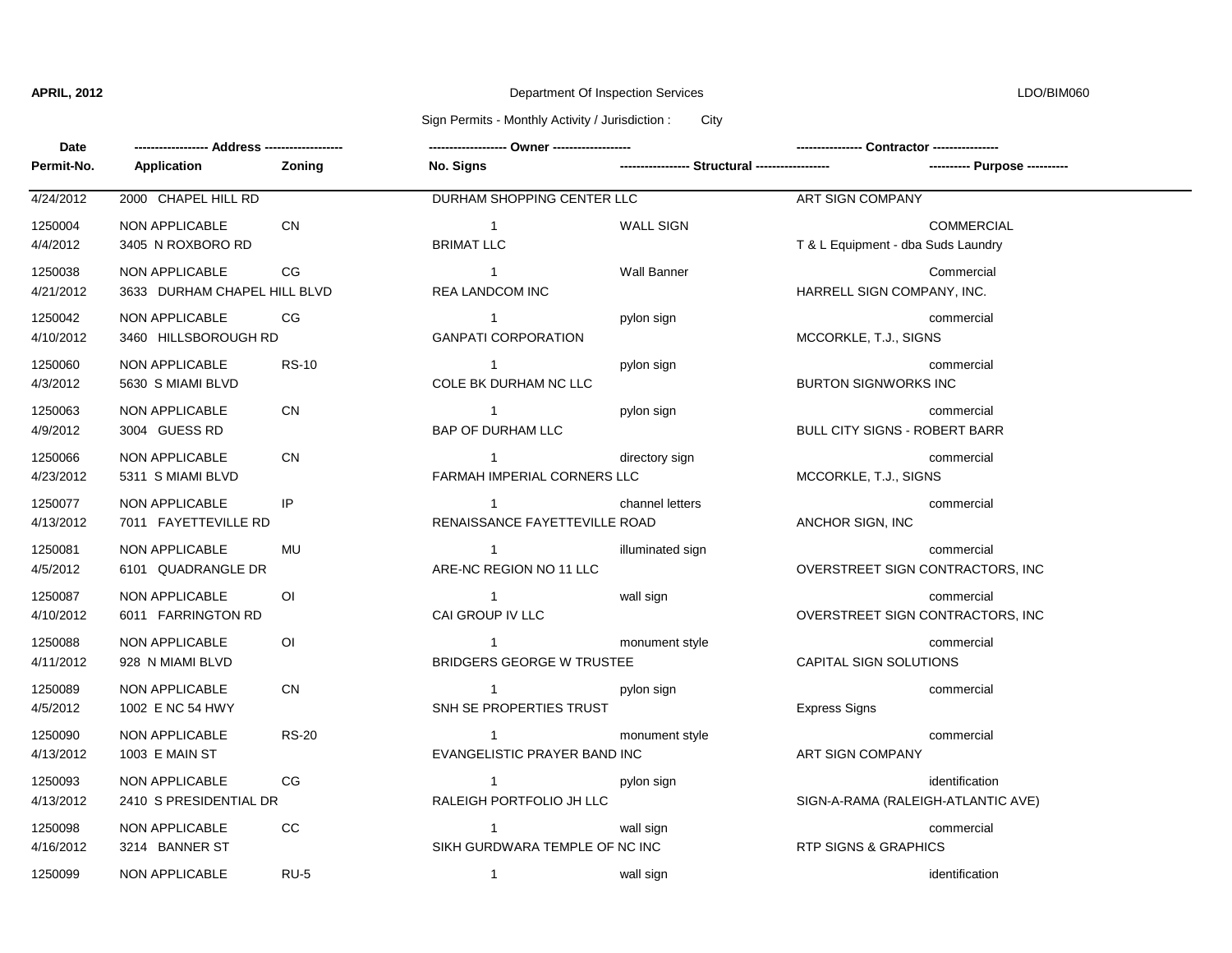**APRIL, 2012** Department Of Inspection Services LDO/BIM060

Sign Permits - Monthly Activity / Jurisdiction : City

| Date / Permit-No. | Address / Application | Zoning | Owner / No. Signs | Structural | Contractor / Purpose |
|---|---|---|---|---|---|
| 4/24/2012 | 2000 CHAPEL HILL RD | | DURHAM SHOPPING CENTER LLC | | ART SIGN COMPANY |
| 1250004 | NON APPLICABLE | CN | 1 | WALL SIGN | COMMERCIAL |
| 4/4/2012 | 3405 N ROXBORO RD | | BRIMAT LLC | | T & L Equipment - dba Suds Laundry |
| 1250038 | NON APPLICABLE | CG | 1 | Wall Banner | Commercial |
| 4/21/2012 | 3633 DURHAM CHAPEL HILL BLVD | | REA LANDCOM INC | | HARRELL SIGN COMPANY, INC. |
| 1250042 | NON APPLICABLE | CG | 1 | pylon sign | commercial |
| 4/10/2012 | 3460 HILLSBOROUGH RD | | GANPATI CORPORATION | | MCCORKLE, T.J., SIGNS |
| 1250060 | NON APPLICABLE | RS-10 | 1 | pylon sign | commercial |
| 4/3/2012 | 5630 S MIAMI BLVD | | COLE BK DURHAM NC LLC | | BURTON SIGNWORKS INC |
| 1250063 | NON APPLICABLE | CN | 1 | pylon sign | commercial |
| 4/9/2012 | 3004 GUESS RD | | BAP OF DURHAM LLC | | BULL CITY SIGNS - ROBERT BARR |
| 1250066 | NON APPLICABLE | CN | 1 | directory sign | commercial |
| 4/23/2012 | 5311 S MIAMI BLVD | | FARMAH IMPERIAL CORNERS LLC | | MCCORKLE, T.J., SIGNS |
| 1250077 | NON APPLICABLE | IP | 1 | channel letters | commercial |
| 4/13/2012 | 7011 FAYETTEVILLE RD | | RENAISSANCE FAYETTEVILLE ROAD | | ANCHOR SIGN, INC |
| 1250081 | NON APPLICABLE | MU | 1 | illuminated sign | commercial |
| 4/5/2012 | 6101 QUADRANGLE DR | | ARE-NC REGION NO 11 LLC | | OVERSTREET SIGN CONTRACTORS, INC |
| 1250087 | NON APPLICABLE | OI | 1 | wall sign | commercial |
| 4/10/2012 | 6011 FARRINGTON RD | | CAI GROUP IV LLC | | OVERSTREET SIGN CONTRACTORS, INC |
| 1250088 | NON APPLICABLE | OI | 1 | monument style | commercial |
| 4/11/2012 | 928 N MIAMI BLVD | | BRIDGERS GEORGE W TRUSTEE | | CAPITAL SIGN SOLUTIONS |
| 1250089 | NON APPLICABLE | CN | 1 | pylon sign | commercial |
| 4/5/2012 | 1002 E NC 54 HWY | | SNH SE PROPERTIES TRUST | | Express Signs |
| 1250090 | NON APPLICABLE | RS-20 | 1 | monument style | commercial |
| 4/13/2012 | 1003 E MAIN ST | | EVANGELISTIC PRAYER BAND INC | | ART SIGN COMPANY |
| 1250093 | NON APPLICABLE | CG | 1 | pylon sign | identification |
| 4/13/2012 | 2410 S PRESIDENTIAL DR | | RALEIGH PORTFOLIO JH LLC | | SIGN-A-RAMA (RALEIGH-ATLANTIC AVE) |
| 1250098 | NON APPLICABLE | CC | 1 | wall sign | commercial |
| 4/16/2012 | 3214 BANNER ST | | SIKH GURDWARA TEMPLE OF NC INC | | RTP SIGNS & GRAPHICS |
| 1250099 | NON APPLICABLE | RU-5 | 1 | wall sign | identification |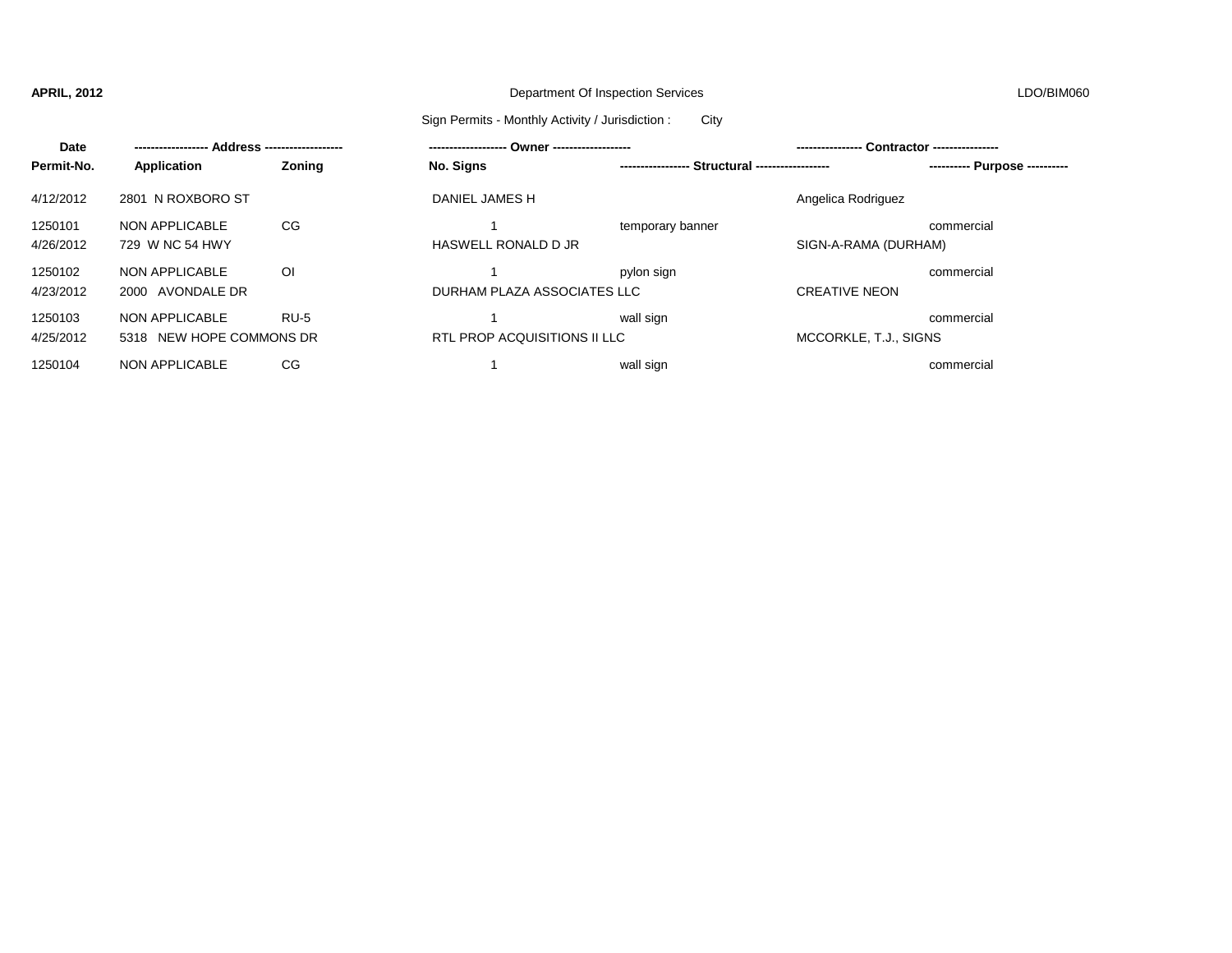**APRIL, 2012** Department Of Inspection Services LDO/BIM060

Sign Permits - Monthly Activity / Jurisdiction : City

| Date / Permit-No. | Address / Application | Zoning | Owner / No. Signs | Structural | Contractor / Purpose |
|---|---|---|---|---|---|
| 4/12/2012 | 2801 N ROXBORO ST | | DANIEL JAMES H | | Angelica Rodriguez |
| 1250101 | NON APPLICABLE | CG | 1 | temporary banner | commercial |
| 4/26/2012 | 729 W NC 54 HWY | | HASWELL RONALD D JR | | SIGN-A-RAMA (DURHAM) |
| 1250102 | NON APPLICABLE | OI | 1 | pylon sign | commercial |
| 4/23/2012 | 2000 AVONDALE DR | | DURHAM PLAZA ASSOCIATES LLC | | CREATIVE NEON |
| 1250103 | NON APPLICABLE | RU-5 | 1 | wall sign | commercial |
| 4/25/2012 | 5318 NEW HOPE COMMONS DR | | RTL PROP ACQUISITIONS II LLC | | MCCORKLE, T.J., SIGNS |
| 1250104 | NON APPLICABLE | CG | 1 | wall sign | commercial |